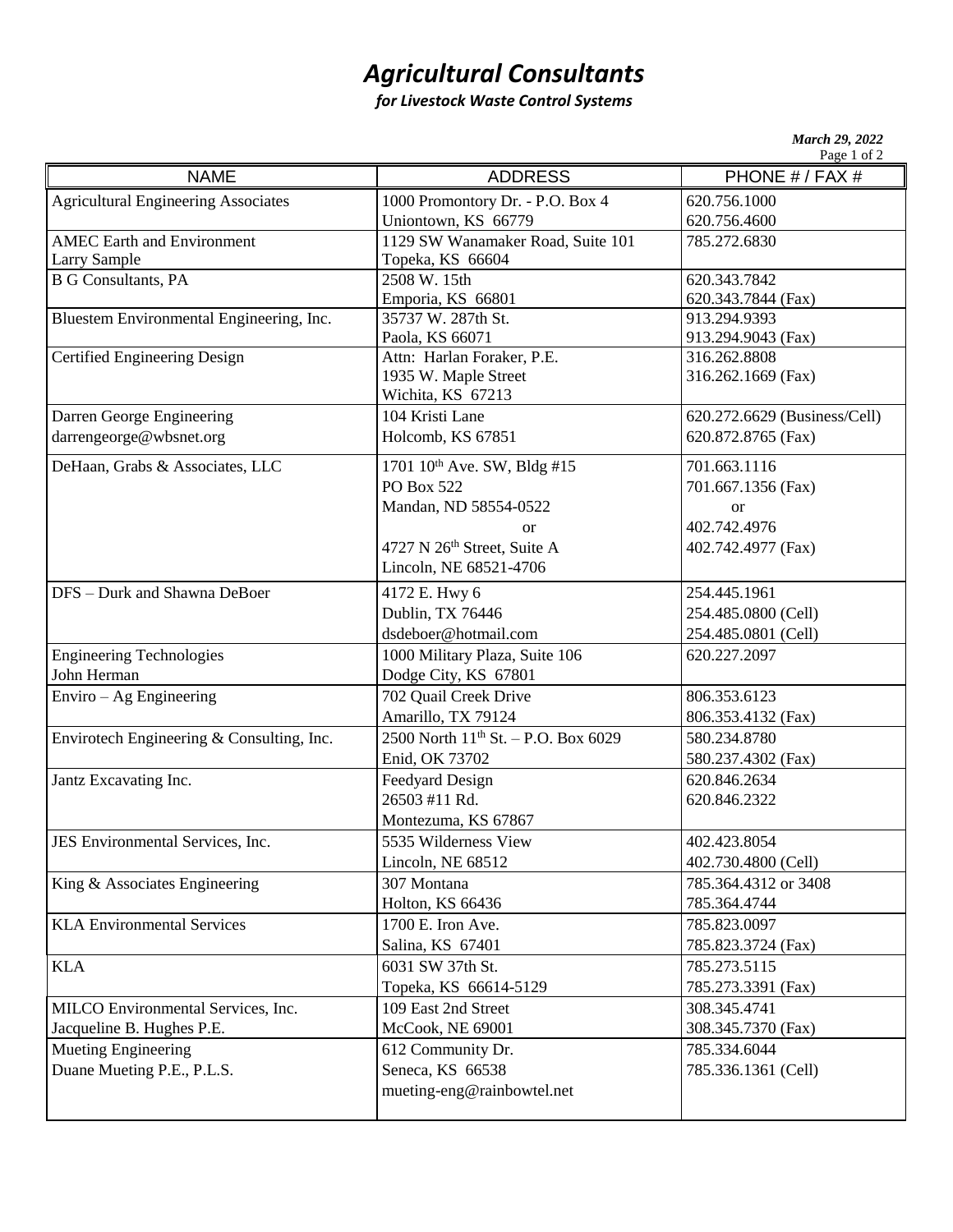# *Agricultural Consultants*

***for Livestock Waste Control Systems***

*March 29, 2022*

| NAME | ADDRESS | PHONE # / FAX # |
|---|---|---|
| Agricultural Engineering Associates | 1000 Promontory Dr. - P.O. Box 4<br>Uniontown, KS 66779 | 620.756.1000<br>620.756.4600 |
| AMEC Earth and Environment<br>Larry Sample | 1129 SW Wanamaker Road, Suite 101<br>Topeka, KS 66604 | 785.272.6830 |
| B G Consultants, PA | 2508 W. 15th<br>Emporia, KS 66801 | 620.343.7842<br>620.343.7844 (Fax) |
| Bluestem Environmental Engineering, Inc. | 35737 W. 287th St.<br>Paola, KS 66071 | 913.294.9393<br>913.294.9043 (Fax) |
| Certified Engineering Design | Attn: Harlan Foraker, P.E.<br>1935 W. Maple Street<br>Wichita, KS 67213 | 316.262.8808<br>316.262.1669 (Fax) |
| Darren George Engineering<br>darrengeorge@wbsnet.org | 104 Kristi Lane<br>Holcomb, KS 67851 | 620.272.6629 (Business/Cell)<br>620.872.8765 (Fax) |
| DeHaan, Grabs & Associates, LLC | 1701 10th Ave. SW, Bldg #15<br>PO Box 522<br>Mandan, ND 58554-0522<br>or<br>4727 N 26th Street, Suite A<br>Lincoln, NE 68521-4706 | 701.663.1116<br>701.667.1356 (Fax)<br>or<br>402.742.4976<br>402.742.4977 (Fax) |
| DFS – Durk and Shawna DeBoer | 4172 E. Hwy 6<br>Dublin, TX 76446<br>dsdeboer@hotmail.com | 254.445.1961<br>254.485.0800 (Cell)<br>254.485.0801 (Cell) |
| Engineering Technologies<br>John Herman | 1000 Military Plaza, Suite 106<br>Dodge City, KS 67801 | 620.227.2097 |
| Enviro – Ag Engineering | 702 Quail Creek Drive<br>Amarillo, TX 79124 | 806.353.6123<br>806.353.4132 (Fax) |
| Envirotech Engineering & Consulting, Inc. | 2500 North 11th St. – P.O. Box 6029<br>Enid, OK 73702 | 580.234.8780<br>580.237.4302 (Fax) |
| Jantz Excavating Inc. | Feedyard Design<br>26503 #11 Rd.<br>Montezuma, KS 67867 | 620.846.2634<br>620.846.2322 |
| JES Environmental Services, Inc. | 5535 Wilderness View<br>Lincoln, NE 68512 | 402.423.8054<br>402.730.4800 (Cell) |
| King & Associates Engineering | 307 Montana<br>Holton, KS 66436 | 785.364.4312 or 3408<br>785.364.4744 |
| KLA Environmental Services | 1700 E. Iron Ave.<br>Salina, KS 67401 | 785.823.0097<br>785.823.3724 (Fax) |
| KLA | 6031 SW 37th St.<br>Topeka, KS 66614-5129 | 785.273.5115<br>785.273.3391 (Fax) |
| MILCO Environmental Services, Inc.<br>Jacqueline B. Hughes P.E. | 109 East 2nd Street<br>McCook, NE 69001 | 308.345.4741<br>308.345.7370 (Fax) |
| Mueting Engineering<br>Duane Mueting P.E., P.L.S. | 612 Community Dr.<br>Seneca, KS 66538<br>mueting-eng@rainbowtel.net | 785.334.6044<br>785.336.1361 (Cell) |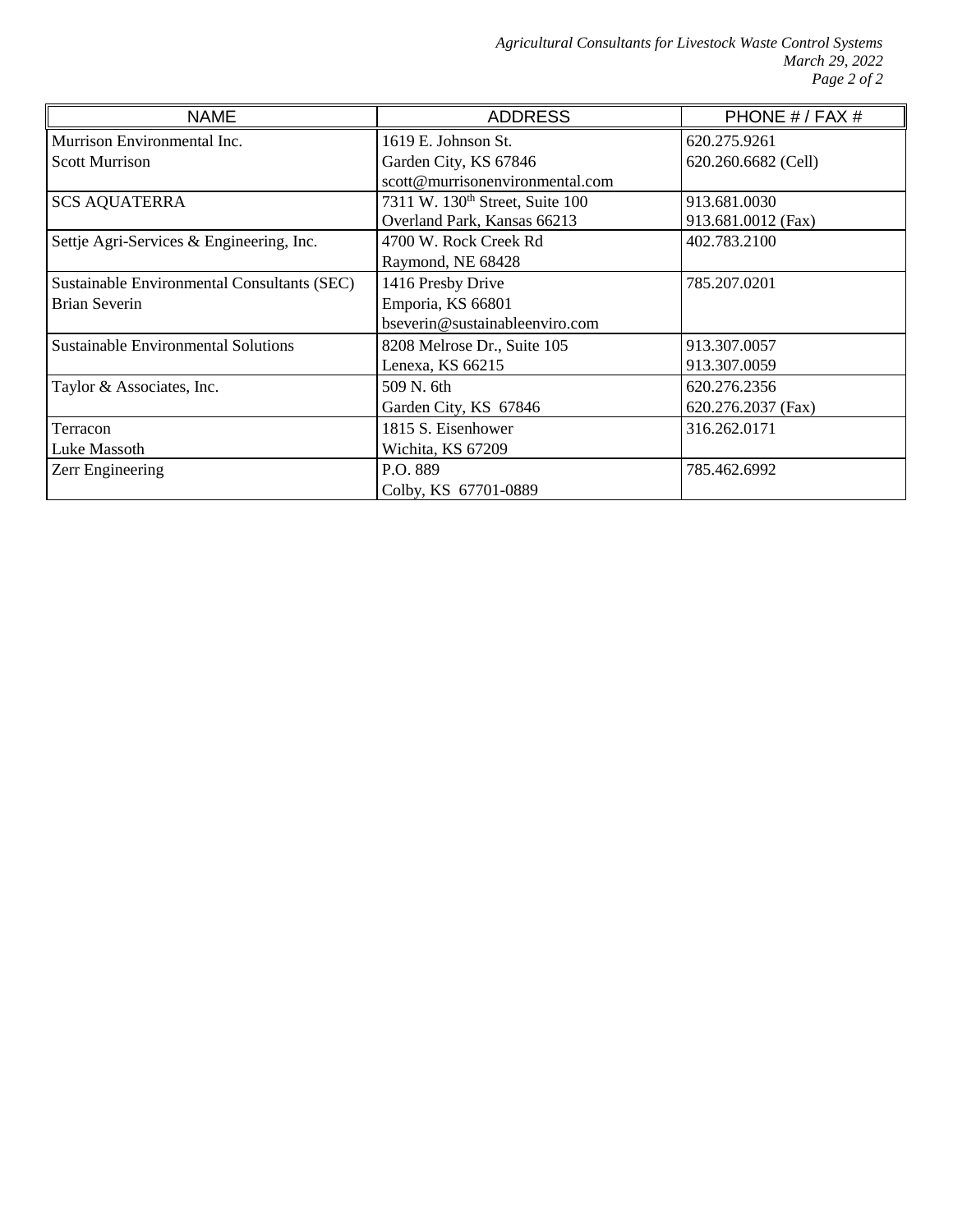| NAME | ADDRESS | PHONE # / FAX # |
|---|---|---|
| Murrison Environmental Inc.<br>Scott Murrison | 1619 E. Johnson St.<br>Garden City, KS 67846<br>scott@murrisonenvironmental.com | 620.275.9261<br>620.260.6682 (Cell) |
| SCS AQUATERRA | 7311 W. 130th Street, Suite 100<br>Overland Park, Kansas 66213 | 913.681.0030<br>913.681.0012 (Fax) |
| Settje Agri-Services & Engineering, Inc. | 4700 W. Rock Creek Rd<br>Raymond, NE 68428 | 402.783.2100 |
| Sustainable Environmental Consultants (SEC)<br>Brian Severin | 1416 Presby Drive<br>Emporia, KS 66801<br>bseverin@sustainableenviro.com | 785.207.0201 |
| Sustainable Environmental Solutions | 8208 Melrose Dr., Suite 105<br>Lenexa, KS 66215 | 913.307.0057<br>913.307.0059 |
| Taylor & Associates, Inc. | 509 N. 6th<br>Garden City, KS 67846 | 620.276.2356<br>620.276.2037 (Fax) |
| Terracon<br>Luke Massoth | 1815 S. Eisenhower<br>Wichita, KS 67209 | 316.262.0171 |
| Zerr Engineering | P.O. 889<br>Colby, KS 67701-0889 | 785.462.6992 |